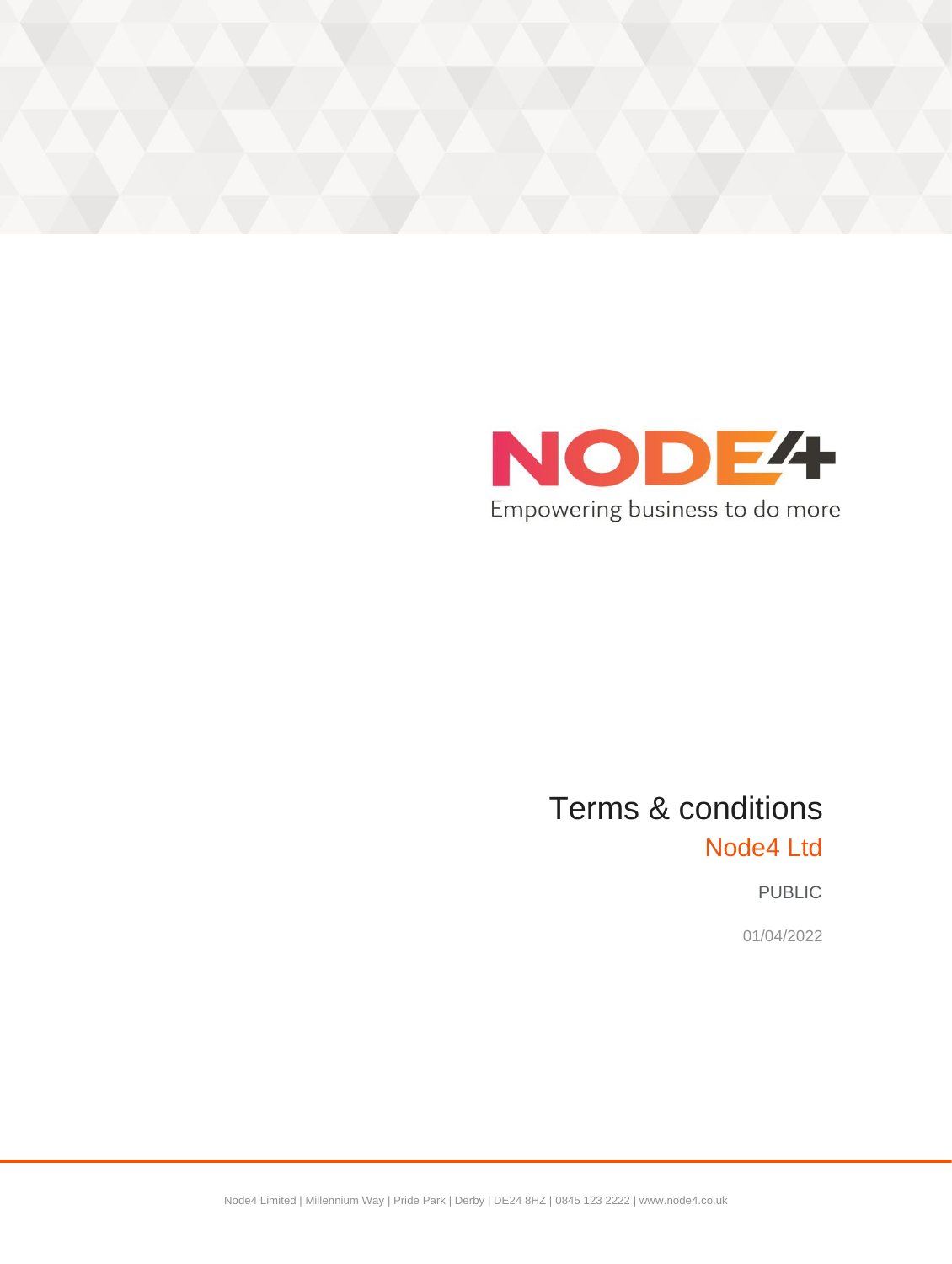NODE4

Empowering business to do more

# Terms & conditions

## Node4 Ltd

PUBLIC

01/04/2022

Node4 Limited | Millennium Way | Pride Park | Derby | DE24 8HZ | 0845 123 2222 | www.node4.co.uk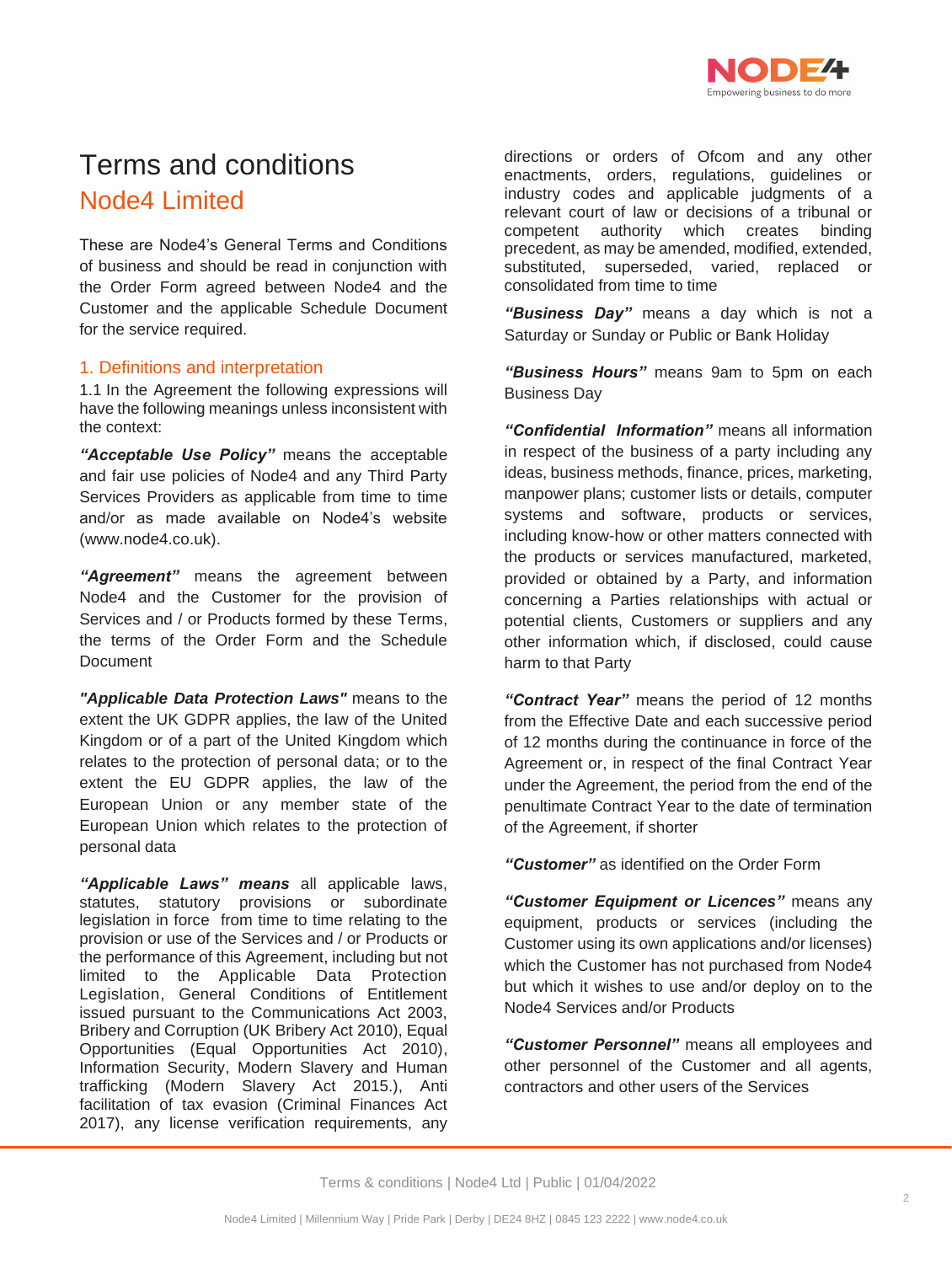# Terms and conditions

## Node4 Limited

These are Node4's General Terms and Conditions of business and should be read in conjunction with the Order Form agreed between Node4 and the Customer and the applicable Schedule Document for the service required.

### 1. Definitions and interpretation

1.1 In the Agreement the following expressions will have the following meanings unless inconsistent with the context:

***"Acceptable Use Policy"*** means the acceptable and fair use policies of Node4 and any Third Party Services Providers as applicable from time to time and/or as made available on Node4's website (www.node4.co.uk).

***"Agreement"*** means the agreement between Node4 and the Customer for the provision of Services and / or Products formed by these Terms, the terms of the Order Form and the Schedule Document

***"Applicable Data Protection Laws"*** means to the extent the UK GDPR applies, the law of the United Kingdom or of a part of the United Kingdom which relates to the protection of personal data; or to the extent the EU GDPR applies, the law of the European Union or any member state of the European Union which relates to the protection of personal data

***"Applicable Laws" means*** all applicable laws, statutes, statutory provisions or subordinate legislation in force from time to time relating to the provision or use of the Services and / or Products or the performance of this Agreement, including but not limited to the Applicable Data Protection Legislation, General Conditions of Entitlement issued pursuant to the Communications Act 2003, Bribery and Corruption (UK Bribery Act 2010), Equal Opportunities (Equal Opportunities Act 2010), Information Security, Modern Slavery and Human trafficking (Modern Slavery Act 2015.), Anti facilitation of tax evasion (Criminal Finances Act 2017), any license verification requirements, any directions or orders of Ofcom and any other enactments, orders, regulations, guidelines or industry codes and applicable judgments of a relevant court of law or decisions of a tribunal or competent authority which creates binding precedent, as may be amended, modified, extended, substituted, superseded, varied, replaced or consolidated from time to time

***"Business Day"*** means a day which is not a Saturday or Sunday or Public or Bank Holiday

***"Business Hours"*** means 9am to 5pm on each Business Day

***"Confidential Information"*** means all information in respect of the business of a party including any ideas, business methods, finance, prices, marketing, manpower plans; customer lists or details, computer systems and software, products or services, including know-how or other matters connected with the products or services manufactured, marketed, provided or obtained by a Party, and information concerning a Parties relationships with actual or potential clients, Customers or suppliers and any other information which, if disclosed, could cause harm to that Party

***"Contract Year"*** means the period of 12 months from the Effective Date and each successive period of 12 months during the continuance in force of the Agreement or, in respect of the final Contract Year under the Agreement, the period from the end of the penultimate Contract Year to the date of termination of the Agreement, if shorter

***"Customer"*** as identified on the Order Form

***"Customer Equipment or Licences"*** means any equipment, products or services (including the Customer using its own applications and/or licenses) which the Customer has not purchased from Node4 but which it wishes to use and/or deploy on to the Node4 Services and/or Products

***"Customer Personnel"*** means all employees and other personnel of the Customer and all agents, contractors and other users of the Services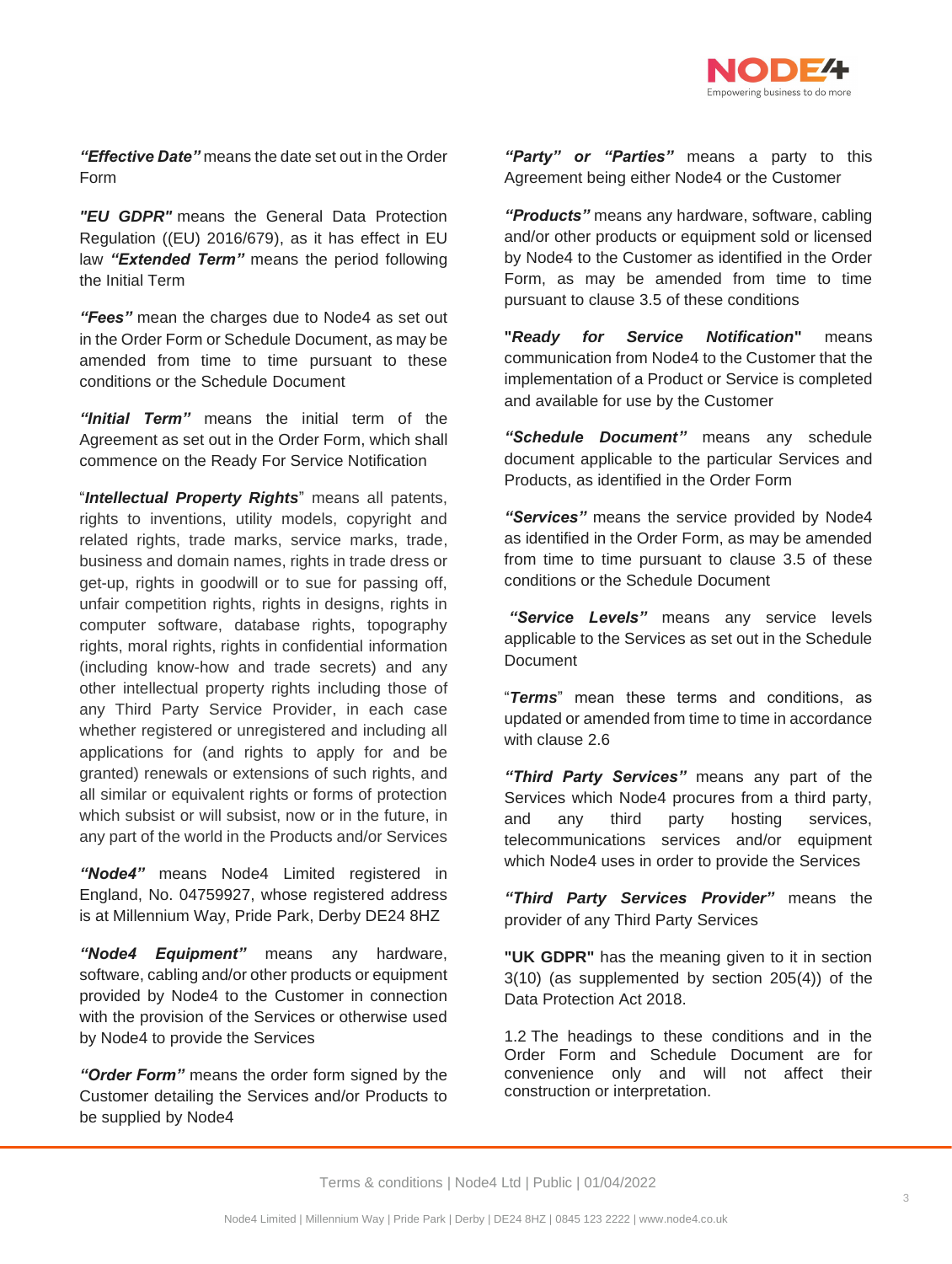***"Effective Date"*** means the date set out in the Order Form

***"EU GDPR"*** means the General Data Protection Regulation ((EU) 2016/679), as it has effect in EU law ***"Extended Term"*** means the period following the Initial Term

***"Fees"*** mean the charges due to Node4 as set out in the Order Form or Schedule Document, as may be amended from time to time pursuant to these conditions or the Schedule Document

***"Initial Term"*** means the initial term of the Agreement as set out in the Order Form, which shall commence on the Ready For Service Notification

"***Intellectual Property Rights***" means all patents, rights to inventions, utility models, copyright and related rights, trade marks, service marks, trade, business and domain names, rights in trade dress or get-up, rights in goodwill or to sue for passing off, unfair competition rights, rights in designs, rights in computer software, database rights, topography rights, moral rights, rights in confidential information (including know-how and trade secrets) and any other intellectual property rights including those of any Third Party Service Provider, in each case whether registered or unregistered and including all applications for (and rights to apply for and be granted) renewals or extensions of such rights, and all similar or equivalent rights or forms of protection which subsist or will subsist, now or in the future, in any part of the world in the Products and/or Services

***"Node4"*** means Node4 Limited registered in England, No. 04759927, whose registered address is at Millennium Way, Pride Park, Derby DE24 8HZ

***"Node4 Equipment"*** means any hardware, software, cabling and/or other products or equipment provided by Node4 to the Customer in connection with the provision of the Services or otherwise used by Node4 to provide the Services

***"Order Form"*** means the order form signed by the Customer detailing the Services and/or Products to be supplied by Node4

***"Party" or "Parties"*** means a party to this Agreement being either Node4 or the Customer

***"Products"*** means any hardware, software, cabling and/or other products or equipment sold or licensed by Node4 to the Customer as identified in the Order Form, as may be amended from time to time pursuant to clause 3.5 of these conditions

**"*Ready for Service Notification*"** means communication from Node4 to the Customer that the implementation of a Product or Service is completed and available for use by the Customer

***"Schedule Document"*** means any schedule document applicable to the particular Services and Products, as identified in the Order Form

***"Services"*** means the service provided by Node4 as identified in the Order Form, as may be amended from time to time pursuant to clause 3.5 of these conditions or the Schedule Document

***"Service Levels"*** means any service levels applicable to the Services as set out in the Schedule Document

"***Terms***" mean these terms and conditions, as updated or amended from time to time in accordance with clause 2.6

***"Third Party Services"*** means any part of the Services which Node4 procures from a third party, and any third party hosting services, telecommunications services and/or equipment which Node4 uses in order to provide the Services

***"Third Party Services Provider"*** means the provider of any Third Party Services

**"UK GDPR"** has the meaning given to it in section 3(10) (as supplemented by section 205(4)) of the Data Protection Act 2018.

1.2 The headings to these conditions and in the Order Form and Schedule Document are for convenience only and will not affect their construction or interpretation.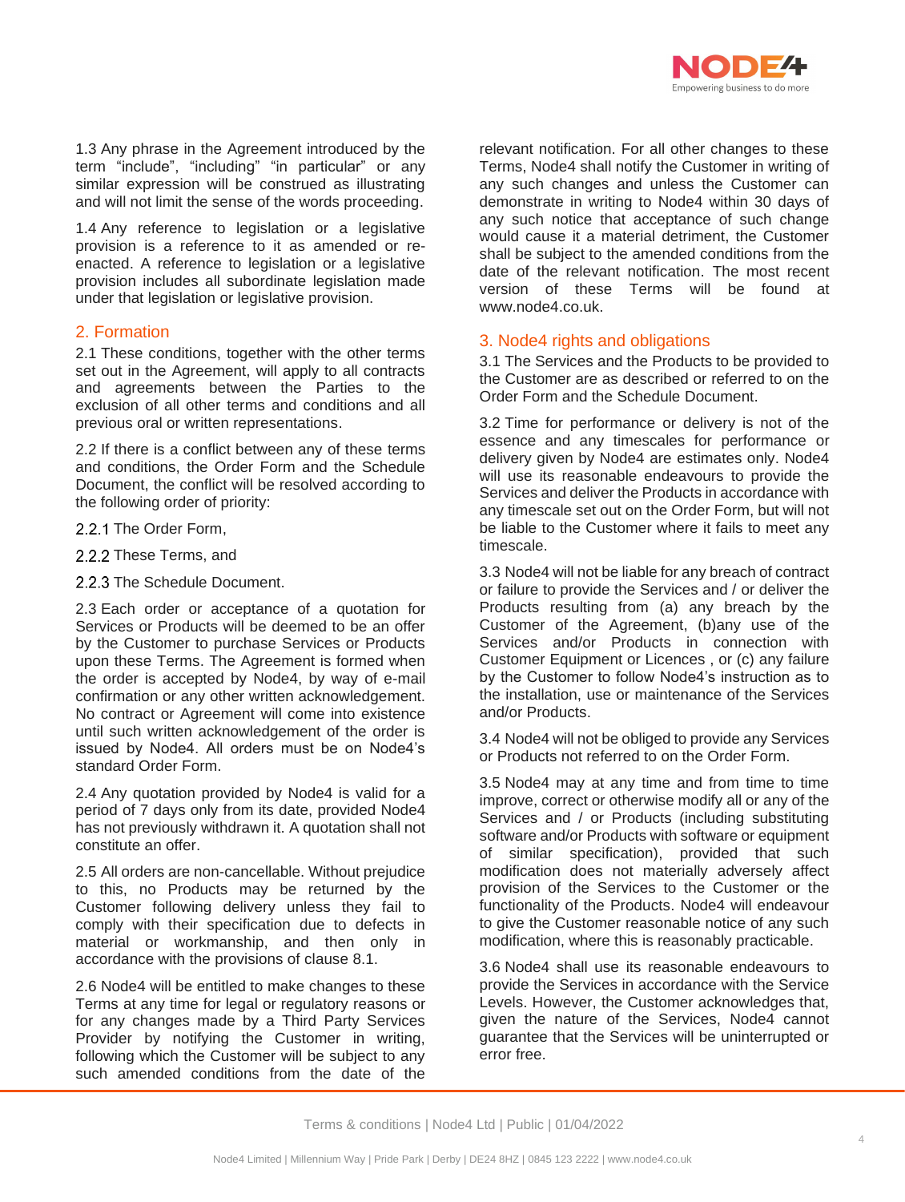1.3 Any phrase in the Agreement introduced by the term "include", "including" "in particular" or any similar expression will be construed as illustrating and will not limit the sense of the words proceeding.

1.4 Any reference to legislation or a legislative provision is a reference to it as amended or re-enacted. A reference to legislation or a legislative provision includes all subordinate legislation made under that legislation or legislative provision.

## 2. Formation

2.1 These conditions, together with the other terms set out in the Agreement, will apply to all contracts and agreements between the Parties to the exclusion of all other terms and conditions and all previous oral or written representations.

2.2 If there is a conflict between any of these terms and conditions, the Order Form and the Schedule Document, the conflict will be resolved according to the following order of priority:

2.2.1 The Order Form,

2.2.2 These Terms, and

2.2.3 The Schedule Document.

2.3 Each order or acceptance of a quotation for Services or Products will be deemed to be an offer by the Customer to purchase Services or Products upon these Terms. The Agreement is formed when the order is accepted by Node4, by way of e-mail confirmation or any other written acknowledgement. No contract or Agreement will come into existence until such written acknowledgement of the order is issued by Node4. All orders must be on Node4's standard Order Form.

2.4 Any quotation provided by Node4 is valid for a period of 7 days only from its date, provided Node4 has not previously withdrawn it. A quotation shall not constitute an offer.

2.5 All orders are non-cancellable. Without prejudice to this, no Products may be returned by the Customer following delivery unless they fail to comply with their specification due to defects in material or workmanship, and then only in accordance with the provisions of clause 8.1.

2.6 Node4 will be entitled to make changes to these Terms at any time for legal or regulatory reasons or for any changes made by a Third Party Services Provider by notifying the Customer in writing, following which the Customer will be subject to any such amended conditions from the date of the relevant notification. For all other changes to these Terms, Node4 shall notify the Customer in writing of any such changes and unless the Customer can demonstrate in writing to Node4 within 30 days of any such notice that acceptance of such change would cause it a material detriment, the Customer shall be subject to the amended conditions from the date of the relevant notification. The most recent version of these Terms will be found at www.node4.co.uk.

## 3. Node4 rights and obligations

3.1 The Services and the Products to be provided to the Customer are as described or referred to on the Order Form and the Schedule Document.

3.2 Time for performance or delivery is not of the essence and any timescales for performance or delivery given by Node4 are estimates only. Node4 will use its reasonable endeavours to provide the Services and deliver the Products in accordance with any timescale set out on the Order Form, but will not be liable to the Customer where it fails to meet any timescale.

3.3 Node4 will not be liable for any breach of contract or failure to provide the Services and / or deliver the Products resulting from (a) any breach by the Customer of the Agreement, (b)any use of the Services and/or Products in connection with Customer Equipment or Licences , or (c) any failure by the Customer to follow Node4's instruction as to the installation, use or maintenance of the Services and/or Products.

3.4 Node4 will not be obliged to provide any Services or Products not referred to on the Order Form.

3.5 Node4 may at any time and from time to time improve, correct or otherwise modify all or any of the Services and / or Products (including substituting software and/or Products with software or equipment of similar specification), provided that such modification does not materially adversely affect provision of the Services to the Customer or the functionality of the Products. Node4 will endeavour to give the Customer reasonable notice of any such modification, where this is reasonably practicable.

3.6 Node4 shall use its reasonable endeavours to provide the Services in accordance with the Service Levels. However, the Customer acknowledges that, given the nature of the Services, Node4 cannot guarantee that the Services will be uninterrupted or error free.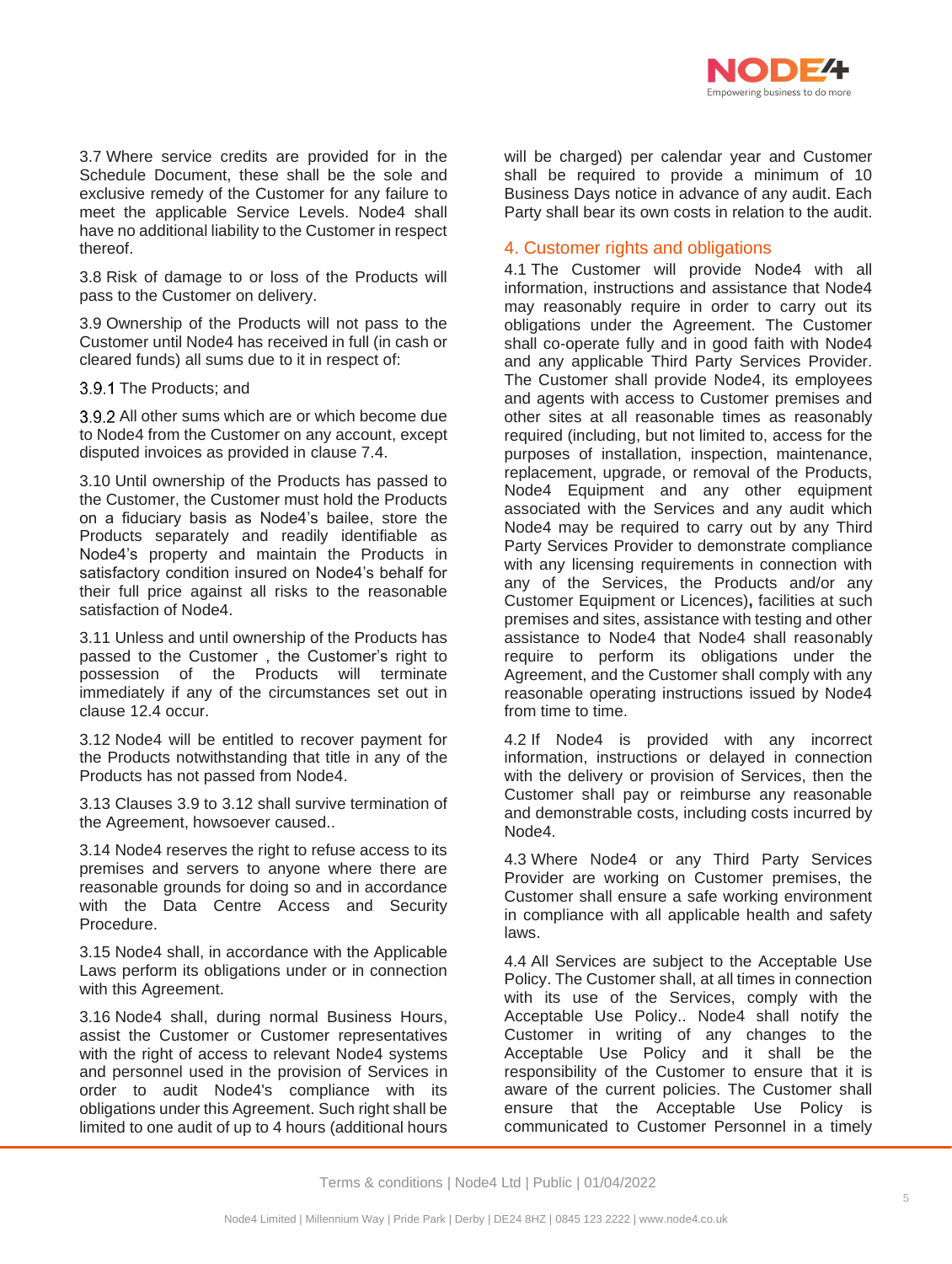3.7 Where service credits are provided for in the Schedule Document, these shall be the sole and exclusive remedy of the Customer for any failure to meet the applicable Service Levels. Node4 shall have no additional liability to the Customer in respect thereof.

3.8 Risk of damage to or loss of the Products will pass to the Customer on delivery.

3.9 Ownership of the Products will not pass to the Customer until Node4 has received in full (in cash or cleared funds) all sums due to it in respect of:

3.9.1 The Products; and

3.9.2 All other sums which are or which become due to Node4 from the Customer on any account, except disputed invoices as provided in clause 7.4.

3.10 Until ownership of the Products has passed to the Customer, the Customer must hold the Products on a fiduciary basis as Node4's bailee, store the Products separately and readily identifiable as Node4's property and maintain the Products in satisfactory condition insured on Node4's behalf for their full price against all risks to the reasonable satisfaction of Node4.

3.11 Unless and until ownership of the Products has passed to the Customer , the Customer's right to possession of the Products will terminate immediately if any of the circumstances set out in clause 12.4 occur.

3.12 Node4 will be entitled to recover payment for the Products notwithstanding that title in any of the Products has not passed from Node4.

3.13 Clauses 3.9 to 3.12 shall survive termination of the Agreement, howsoever caused..

3.14 Node4 reserves the right to refuse access to its premises and servers to anyone where there are reasonable grounds for doing so and in accordance with the Data Centre Access and Security Procedure.

3.15 Node4 shall, in accordance with the Applicable Laws perform its obligations under or in connection with this Agreement.

3.16 Node4 shall, during normal Business Hours, assist the Customer or Customer representatives with the right of access to relevant Node4 systems and personnel used in the provision of Services in order to audit Node4's compliance with its obligations under this Agreement. Such right shall be limited to one audit of up to 4 hours (additional hours will be charged) per calendar year and Customer shall be required to provide a minimum of 10 Business Days notice in advance of any audit. Each Party shall bear its own costs in relation to the audit.

## 4. Customer rights and obligations

4.1 The Customer will provide Node4 with all information, instructions and assistance that Node4 may reasonably require in order to carry out its obligations under the Agreement. The Customer shall co-operate fully and in good faith with Node4 and any applicable Third Party Services Provider. The Customer shall provide Node4, its employees and agents with access to Customer premises and other sites at all reasonable times as reasonably required (including, but not limited to, access for the purposes of installation, inspection, maintenance, replacement, upgrade, or removal of the Products, Node4 Equipment and any other equipment associated with the Services and any audit which Node4 may be required to carry out by any Third Party Services Provider to demonstrate compliance with any licensing requirements in connection with any of the Services, the Products and/or any Customer Equipment or Licences)**,** facilities at such premises and sites, assistance with testing and other assistance to Node4 that Node4 shall reasonably require to perform its obligations under the Agreement, and the Customer shall comply with any reasonable operating instructions issued by Node4 from time to time.

4.2 If Node4 is provided with any incorrect information, instructions or delayed in connection with the delivery or provision of Services, then the Customer shall pay or reimburse any reasonable and demonstrable costs, including costs incurred by Node4.

4.3 Where Node4 or any Third Party Services Provider are working on Customer premises, the Customer shall ensure a safe working environment in compliance with all applicable health and safety laws.

4.4 All Services are subject to the Acceptable Use Policy. The Customer shall, at all times in connection with its use of the Services, comply with the Acceptable Use Policy.. Node4 shall notify the Customer in writing of any changes to the Acceptable Use Policy and it shall be the responsibility of the Customer to ensure that it is aware of the current policies. The Customer shall ensure that the Acceptable Use Policy is communicated to Customer Personnel in a timely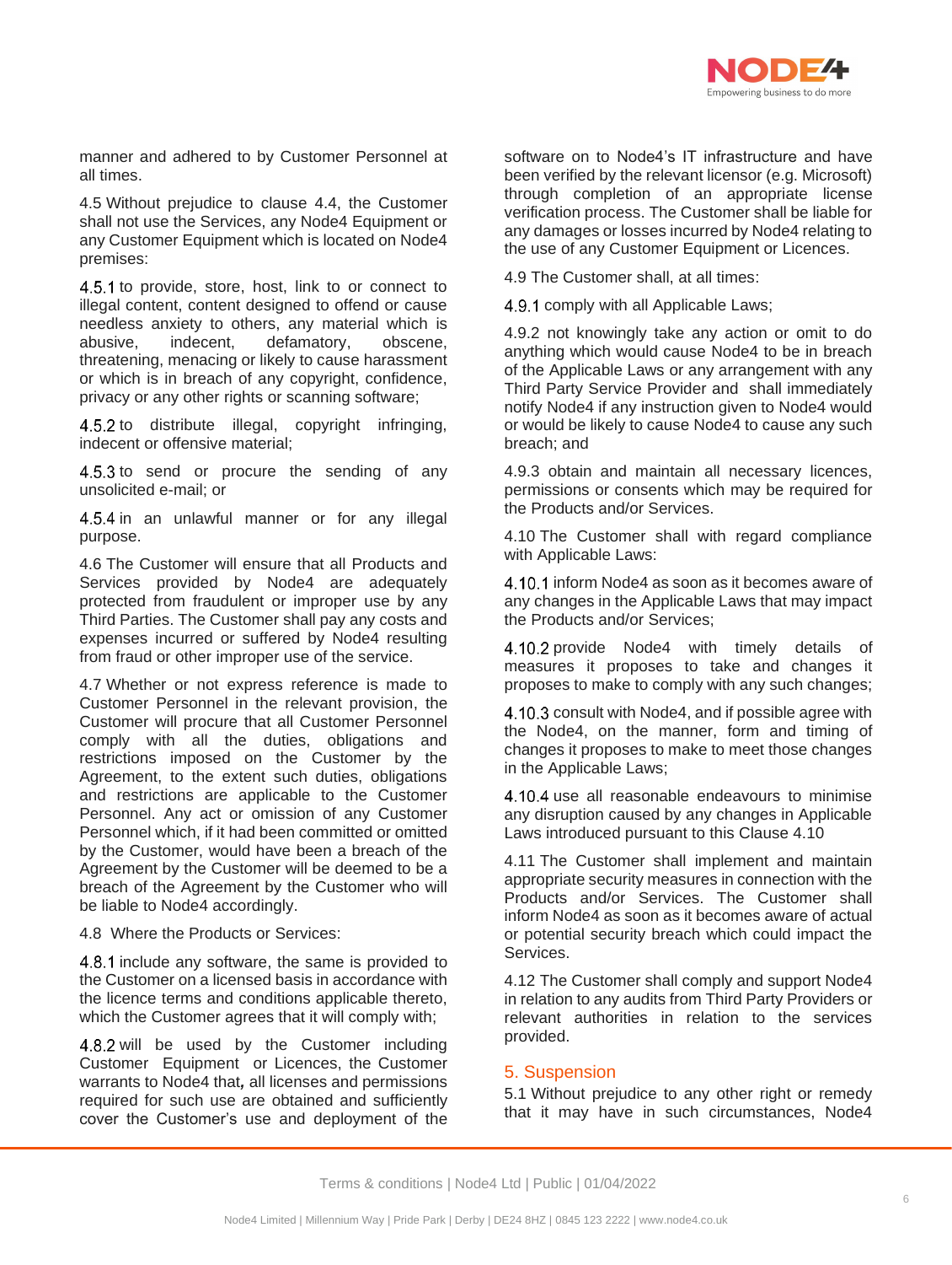manner and adhered to by Customer Personnel at all times.

4.5 Without prejudice to clause 4.4, the Customer shall not use the Services, any Node4 Equipment or any Customer Equipment which is located on Node4 premises:

4.5.1 to provide, store, host, link to or connect to illegal content, content designed to offend or cause needless anxiety to others, any material which is abusive, indecent, defamatory, obscene, threatening, menacing or likely to cause harassment or which is in breach of any copyright, confidence, privacy or any other rights or scanning software;

4.5.2 to distribute illegal, copyright infringing, indecent or offensive material;

4.5.3 to send or procure the sending of any unsolicited e-mail; or

4.5.4 in an unlawful manner or for any illegal purpose.

4.6 The Customer will ensure that all Products and Services provided by Node4 are adequately protected from fraudulent or improper use by any Third Parties. The Customer shall pay any costs and expenses incurred or suffered by Node4 resulting from fraud or other improper use of the service.

4.7 Whether or not express reference is made to Customer Personnel in the relevant provision, the Customer will procure that all Customer Personnel comply with all the duties, obligations and restrictions imposed on the Customer by the Agreement, to the extent such duties, obligations and restrictions are applicable to the Customer Personnel. Any act or omission of any Customer Personnel which, if it had been committed or omitted by the Customer, would have been a breach of the Agreement by the Customer will be deemed to be a breach of the Agreement by the Customer who will be liable to Node4 accordingly.

4.8 Where the Products or Services:

4.8.1 include any software, the same is provided to the Customer on a licensed basis in accordance with the licence terms and conditions applicable thereto, which the Customer agrees that it will comply with;

4.8.2 will be used by the Customer including Customer Equipment or Licences, the Customer warrants to Node4 that**,** all licenses and permissions required for such use are obtained and sufficiently cover the Customer's use and deployment of the software on to Node4's IT infrastructure and have been verified by the relevant licensor (e.g. Microsoft) through completion of an appropriate license verification process. The Customer shall be liable for any damages or losses incurred by Node4 relating to the use of any Customer Equipment or Licences.

4.9 The Customer shall, at all times:

4.9.1 comply with all Applicable Laws;

4.9.2 not knowingly take any action or omit to do anything which would cause Node4 to be in breach of the Applicable Laws or any arrangement with any Third Party Service Provider and shall immediately notify Node4 if any instruction given to Node4 would or would be likely to cause Node4 to cause any such breach; and

4.9.3 obtain and maintain all necessary licences, permissions or consents which may be required for the Products and/or Services.

4.10 The Customer shall with regard compliance with Applicable Laws:

4.10.1 inform Node4 as soon as it becomes aware of any changes in the Applicable Laws that may impact the Products and/or Services;

4.10.2 provide Node4 with timely details of measures it proposes to take and changes it proposes to make to comply with any such changes;

4.10.3 consult with Node4, and if possible agree with the Node4, on the manner, form and timing of changes it proposes to make to meet those changes in the Applicable Laws;

4.10.4 use all reasonable endeavours to minimise any disruption caused by any changes in Applicable Laws introduced pursuant to this Clause 4.10

4.11 The Customer shall implement and maintain appropriate security measures in connection with the Products and/or Services. The Customer shall inform Node4 as soon as it becomes aware of actual or potential security breach which could impact the Services.

4.12 The Customer shall comply and support Node4 in relation to any audits from Third Party Providers or relevant authorities in relation to the services provided.

## 5. Suspension

5.1 Without prejudice to any other right or remedy that it may have in such circumstances, Node4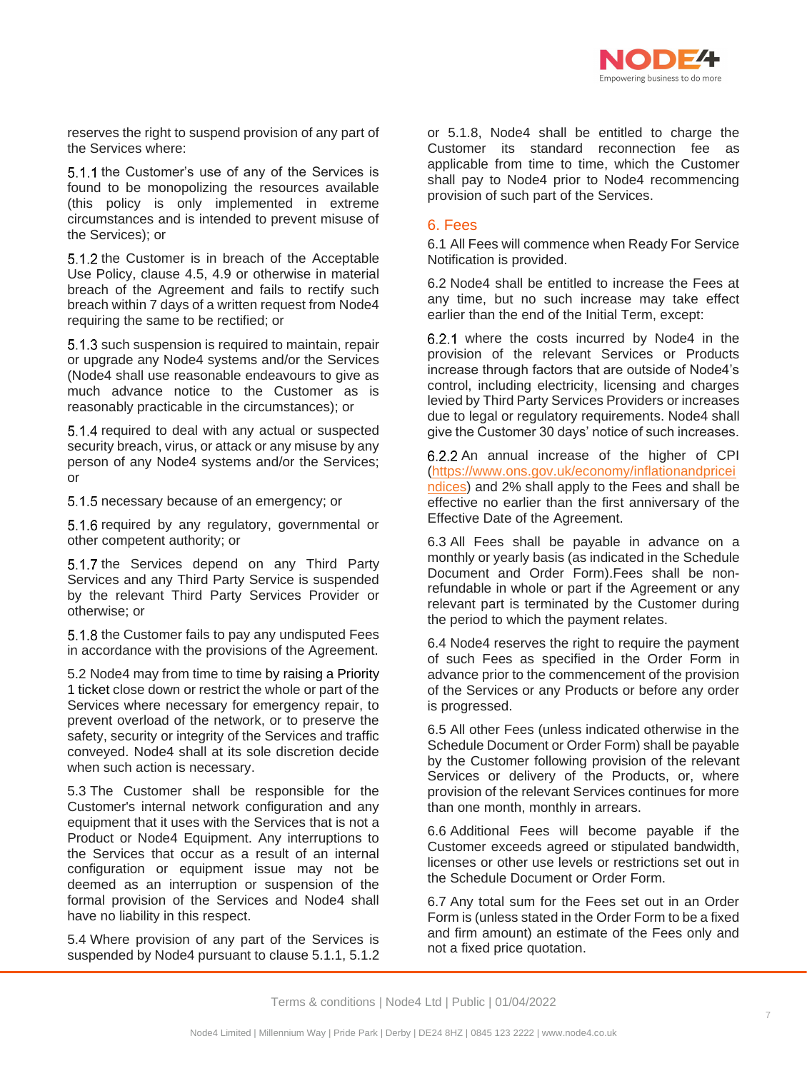reserves the right to suspend provision of any part of the Services where:

5.1.1 the Customer's use of any of the Services is found to be monopolizing the resources available (this policy is only implemented in extreme circumstances and is intended to prevent misuse of the Services); or

5.1.2 the Customer is in breach of the Acceptable Use Policy, clause 4.5, 4.9 or otherwise in material breach of the Agreement and fails to rectify such breach within 7 days of a written request from Node4 requiring the same to be rectified; or

5.1.3 such suspension is required to maintain, repair or upgrade any Node4 systems and/or the Services (Node4 shall use reasonable endeavours to give as much advance notice to the Customer as is reasonably practicable in the circumstances); or

5.1.4 required to deal with any actual or suspected security breach, virus, or attack or any misuse by any person of any Node4 systems and/or the Services; or

5.1.5 necessary because of an emergency; or

5.1.6 required by any regulatory, governmental or other competent authority; or

5.1.7 the Services depend on any Third Party Services and any Third Party Service is suspended by the relevant Third Party Services Provider or otherwise; or

5.1.8 the Customer fails to pay any undisputed Fees in accordance with the provisions of the Agreement.

5.2 Node4 may from time to time by raising a Priority 1 ticket close down or restrict the whole or part of the Services where necessary for emergency repair, to prevent overload of the network, or to preserve the safety, security or integrity of the Services and traffic conveyed. Node4 shall at its sole discretion decide when such action is necessary.

5.3 The Customer shall be responsible for the Customer's internal network configuration and any equipment that it uses with the Services that is not a Product or Node4 Equipment. Any interruptions to the Services that occur as a result of an internal configuration or equipment issue may not be deemed as an interruption or suspension of the formal provision of the Services and Node4 shall have no liability in this respect.

5.4 Where provision of any part of the Services is suspended by Node4 pursuant to clause 5.1.1, 5.1.2 or 5.1.8, Node4 shall be entitled to charge the Customer its standard reconnection fee as applicable from time to time, which the Customer shall pay to Node4 prior to Node4 recommencing provision of such part of the Services.

## 6. Fees

6.1 All Fees will commence when Ready For Service Notification is provided.

6.2 Node4 shall be entitled to increase the Fees at any time, but no such increase may take effect earlier than the end of the Initial Term, except:

6.2.1 where the costs incurred by Node4 in the provision of the relevant Services or Products increase through factors that are outside of Node4's control, including electricity, licensing and charges levied by Third Party Services Providers or increases due to legal or regulatory requirements. Node4 shall give the Customer 30 days' notice of such increases.

6.2.2 An annual increase of the higher of CPI (https://www.ons.gov.uk/economy/inflationandpriceindices) and 2% shall apply to the Fees and shall be effective no earlier than the first anniversary of the Effective Date of the Agreement.

6.3 All Fees shall be payable in advance on a monthly or yearly basis (as indicated in the Schedule Document and Order Form).Fees shall be non-refundable in whole or part if the Agreement or any relevant part is terminated by the Customer during the period to which the payment relates.

6.4 Node4 reserves the right to require the payment of such Fees as specified in the Order Form in advance prior to the commencement of the provision of the Services or any Products or before any order is progressed.

6.5 All other Fees (unless indicated otherwise in the Schedule Document or Order Form) shall be payable by the Customer following provision of the relevant Services or delivery of the Products, or, where provision of the relevant Services continues for more than one month, monthly in arrears.

6.6 Additional Fees will become payable if the Customer exceeds agreed or stipulated bandwidth, licenses or other use levels or restrictions set out in the Schedule Document or Order Form.

6.7 Any total sum for the Fees set out in an Order Form is (unless stated in the Order Form to be a fixed and firm amount) an estimate of the Fees only and not a fixed price quotation.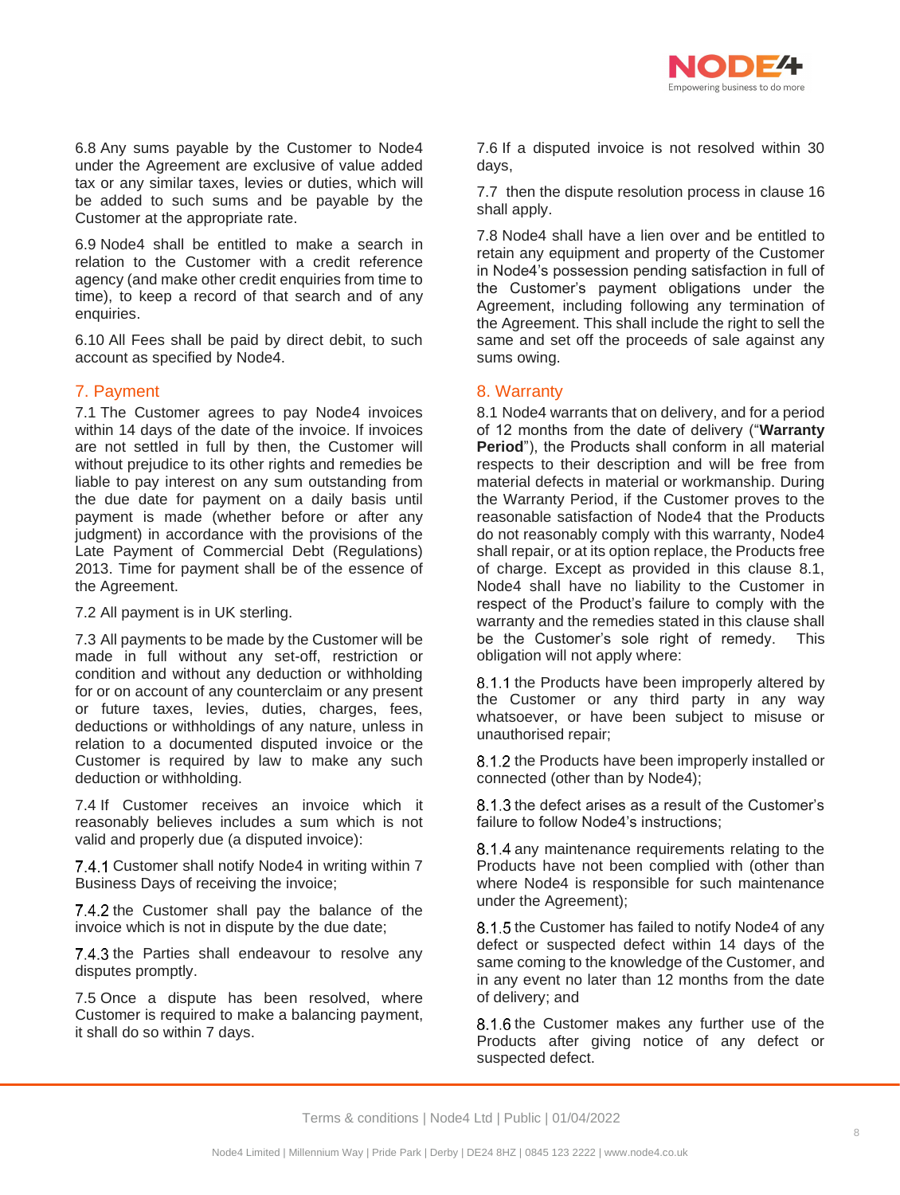6.8 Any sums payable by the Customer to Node4 under the Agreement are exclusive of value added tax or any similar taxes, levies or duties, which will be added to such sums and be payable by the Customer at the appropriate rate.

6.9 Node4 shall be entitled to make a search in relation to the Customer with a credit reference agency (and make other credit enquiries from time to time), to keep a record of that search and of any enquiries.

6.10 All Fees shall be paid by direct debit, to such account as specified by Node4.

## 7. Payment

7.1 The Customer agrees to pay Node4 invoices within 14 days of the date of the invoice. If invoices are not settled in full by then, the Customer will without prejudice to its other rights and remedies be liable to pay interest on any sum outstanding from the due date for payment on a daily basis until payment is made (whether before or after any judgment) in accordance with the provisions of the Late Payment of Commercial Debt (Regulations) 2013. Time for payment shall be of the essence of the Agreement.

7.2 All payment is in UK sterling.

7.3 All payments to be made by the Customer will be made in full without any set-off, restriction or condition and without any deduction or withholding for or on account of any counterclaim or any present or future taxes, levies, duties, charges, fees, deductions or withholdings of any nature, unless in relation to a documented disputed invoice or the Customer is required by law to make any such deduction or withholding.

7.4 If Customer receives an invoice which it reasonably believes includes a sum which is not valid and properly due (a disputed invoice):

7.4.1 Customer shall notify Node4 in writing within 7 Business Days of receiving the invoice;

7.4.2 the Customer shall pay the balance of the invoice which is not in dispute by the due date;

7.4.3 the Parties shall endeavour to resolve any disputes promptly.

7.5 Once a dispute has been resolved, where Customer is required to make a balancing payment, it shall do so within 7 days.

7.6 If a disputed invoice is not resolved within 30 days,

7.7 then the dispute resolution process in clause 16 shall apply.

7.8 Node4 shall have a lien over and be entitled to retain any equipment and property of the Customer in Node4's possession pending satisfaction in full of the Customer's payment obligations under the Agreement, including following any termination of the Agreement. This shall include the right to sell the same and set off the proceeds of sale against any sums owing.

## 8. Warranty

8.1 Node4 warrants that on delivery, and for a period of 12 months from the date of delivery ("**Warranty Period**"), the Products shall conform in all material respects to their description and will be free from material defects in material or workmanship. During the Warranty Period, if the Customer proves to the reasonable satisfaction of Node4 that the Products do not reasonably comply with this warranty, Node4 shall repair, or at its option replace, the Products free of charge. Except as provided in this clause 8.1, Node4 shall have no liability to the Customer in respect of the Product's failure to comply with the warranty and the remedies stated in this clause shall be the Customer's sole right of remedy. This obligation will not apply where:

8.1.1 the Products have been improperly altered by the Customer or any third party in any way whatsoever, or have been subject to misuse or unauthorised repair;

8.1.2 the Products have been improperly installed or connected (other than by Node4);

8.1.3 the defect arises as a result of the Customer's failure to follow Node4's instructions;

8.1.4 any maintenance requirements relating to the Products have not been complied with (other than where Node4 is responsible for such maintenance under the Agreement);

8.1.5 the Customer has failed to notify Node4 of any defect or suspected defect within 14 days of the same coming to the knowledge of the Customer, and in any event no later than 12 months from the date of delivery; and

8.1.6 the Customer makes any further use of the Products after giving notice of any defect or suspected defect.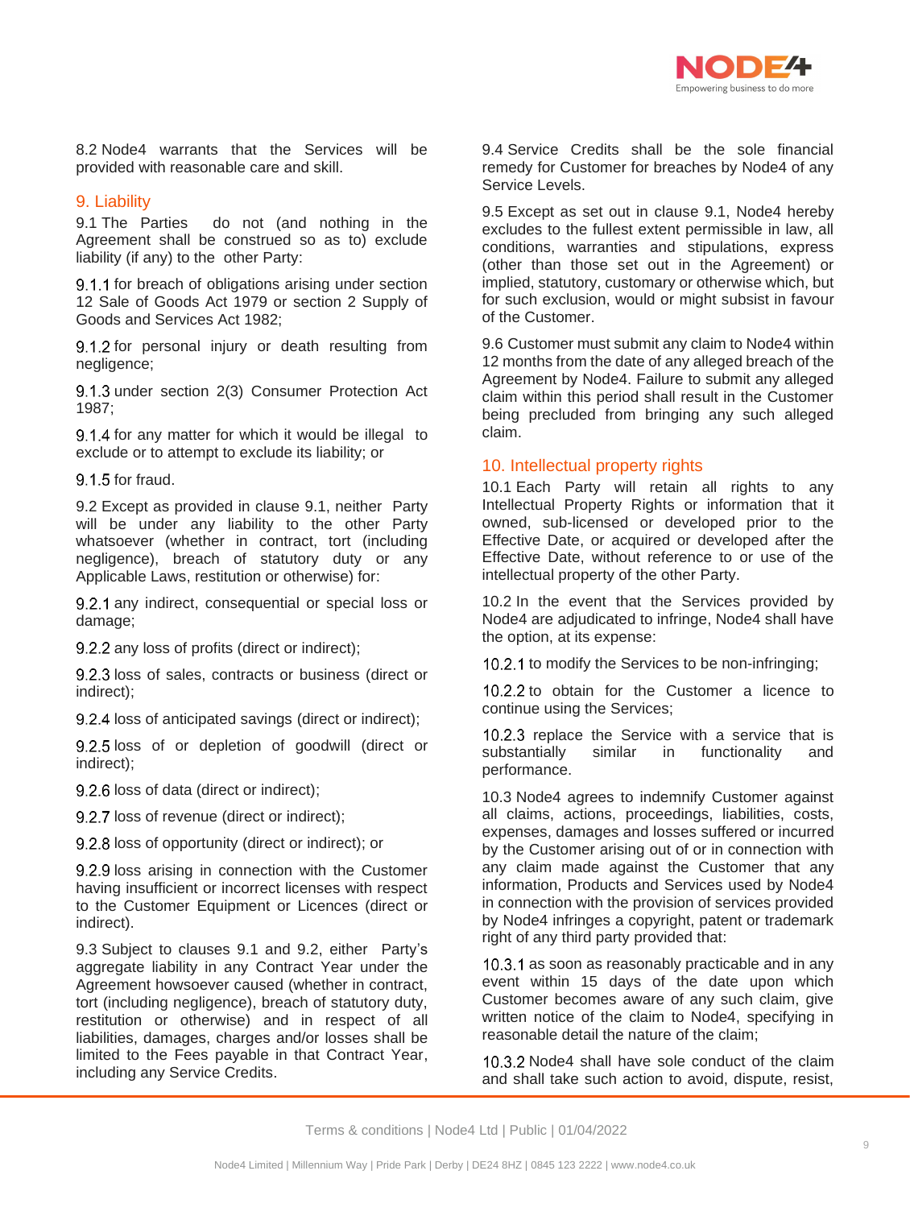8.2 Node4 warrants that the Services will be provided with reasonable care and skill.

## 9. Liability

9.1 The Parties do not (and nothing in the Agreement shall be construed so as to) exclude liability (if any) to the other Party:

9.1.1 for breach of obligations arising under section 12 Sale of Goods Act 1979 or section 2 Supply of Goods and Services Act 1982;

9.1.2 for personal injury or death resulting from negligence;

9.1.3 under section 2(3) Consumer Protection Act 1987;

9.1.4 for any matter for which it would be illegal to exclude or to attempt to exclude its liability; or

9.1.5 for fraud.

9.2 Except as provided in clause 9.1, neither Party will be under any liability to the other Party whatsoever (whether in contract, tort (including negligence), breach of statutory duty or any Applicable Laws, restitution or otherwise) for:

9.2.1 any indirect, consequential or special loss or damage;

9.2.2 any loss of profits (direct or indirect);

9.2.3 loss of sales, contracts or business (direct or indirect);

9.2.4 loss of anticipated savings (direct or indirect);

9.2.5 loss of or depletion of goodwill (direct or indirect);

9.2.6 loss of data (direct or indirect);

9.2.7 loss of revenue (direct or indirect);

9.2.8 loss of opportunity (direct or indirect); or

9.2.9 loss arising in connection with the Customer having insufficient or incorrect licenses with respect to the Customer Equipment or Licences (direct or indirect).

9.3 Subject to clauses 9.1 and 9.2, either Party's aggregate liability in any Contract Year under the Agreement howsoever caused (whether in contract, tort (including negligence), breach of statutory duty, restitution or otherwise) and in respect of all liabilities, damages, charges and/or losses shall be limited to the Fees payable in that Contract Year, including any Service Credits.

9.4 Service Credits shall be the sole financial remedy for Customer for breaches by Node4 of any Service Levels.

9.5 Except as set out in clause 9.1, Node4 hereby excludes to the fullest extent permissible in law, all conditions, warranties and stipulations, express (other than those set out in the Agreement) or implied, statutory, customary or otherwise which, but for such exclusion, would or might subsist in favour of the Customer.

9.6 Customer must submit any claim to Node4 within 12 months from the date of any alleged breach of the Agreement by Node4. Failure to submit any alleged claim within this period shall result in the Customer being precluded from bringing any such alleged claim.

## 10. Intellectual property rights

10.1 Each Party will retain all rights to any Intellectual Property Rights or information that it owned, sub-licensed or developed prior to the Effective Date, or acquired or developed after the Effective Date, without reference to or use of the intellectual property of the other Party.

10.2 In the event that the Services provided by Node4 are adjudicated to infringe, Node4 shall have the option, at its expense:

10.2.1 to modify the Services to be non-infringing;

10.2.2 to obtain for the Customer a licence to continue using the Services;

10.2.3 replace the Service with a service that is substantially similar in functionality and performance.

10.3 Node4 agrees to indemnify Customer against all claims, actions, proceedings, liabilities, costs, expenses, damages and losses suffered or incurred by the Customer arising out of or in connection with any claim made against the Customer that any information, Products and Services used by Node4 in connection with the provision of services provided by Node4 infringes a copyright, patent or trademark right of any third party provided that:

10.3.1 as soon as reasonably practicable and in any event within 15 days of the date upon which Customer becomes aware of any such claim, give written notice of the claim to Node4, specifying in reasonable detail the nature of the claim;

10.3.2 Node4 shall have sole conduct of the claim and shall take such action to avoid, dispute, resist,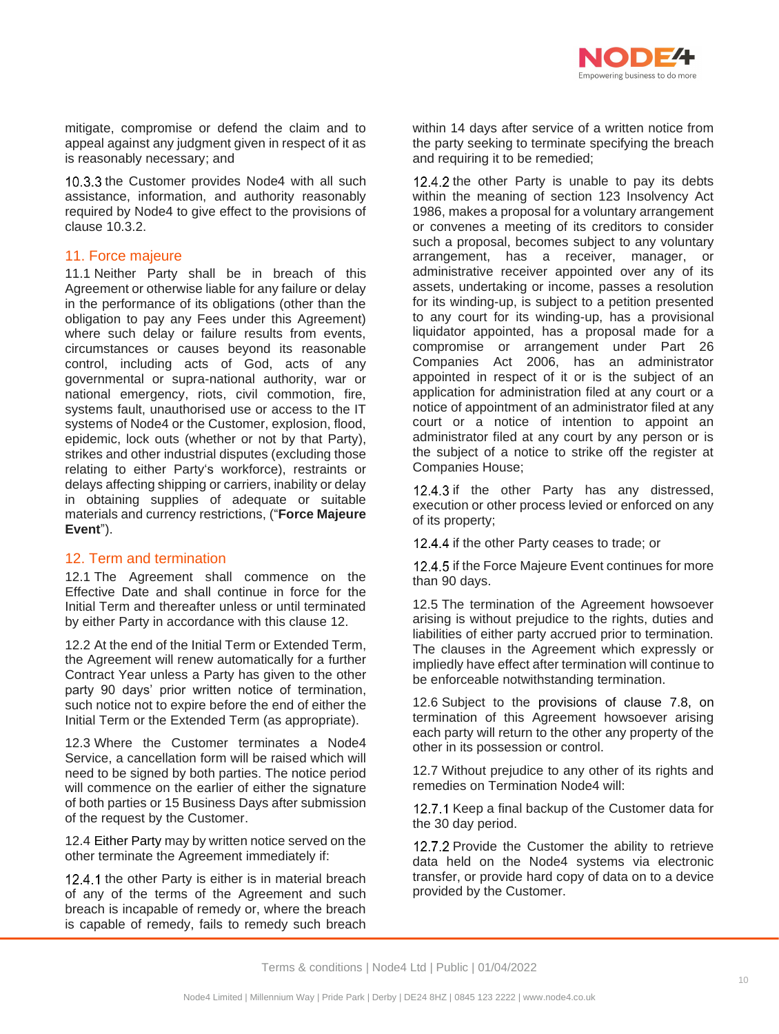mitigate, compromise or defend the claim and to appeal against any judgment given in respect of it as is reasonably necessary; and

10.3.3 the Customer provides Node4 with all such assistance, information, and authority reasonably required by Node4 to give effect to the provisions of clause 10.3.2.

## 11. Force majeure

11.1 Neither Party shall be in breach of this Agreement or otherwise liable for any failure or delay in the performance of its obligations (other than the obligation to pay any Fees under this Agreement) where such delay or failure results from events, circumstances or causes beyond its reasonable control, including acts of God, acts of any governmental or supra-national authority, war or national emergency, riots, civil commotion, fire, systems fault, unauthorised use or access to the IT systems of Node4 or the Customer, explosion, flood, epidemic, lock outs (whether or not by that Party), strikes and other industrial disputes (excluding those relating to either Party's workforce), restraints or delays affecting shipping or carriers, inability or delay in obtaining supplies of adequate or suitable materials and currency restrictions, ("**Force Majeure Event**").

## 12. Term and termination

12.1 The Agreement shall commence on the Effective Date and shall continue in force for the Initial Term and thereafter unless or until terminated by either Party in accordance with this clause 12.

12.2 At the end of the Initial Term or Extended Term, the Agreement will renew automatically for a further Contract Year unless a Party has given to the other party 90 days' prior written notice of termination, such notice not to expire before the end of either the Initial Term or the Extended Term (as appropriate).

12.3 Where the Customer terminates a Node4 Service, a cancellation form will be raised which will need to be signed by both parties. The notice period will commence on the earlier of either the signature of both parties or 15 Business Days after submission of the request by the Customer.

12.4 Either Party may by written notice served on the other terminate the Agreement immediately if:

12.4.1 the other Party is either is in material breach of any of the terms of the Agreement and such breach is incapable of remedy or, where the breach is capable of remedy, fails to remedy such breach within 14 days after service of a written notice from the party seeking to terminate specifying the breach and requiring it to be remedied;

12.4.2 the other Party is unable to pay its debts within the meaning of section 123 Insolvency Act 1986, makes a proposal for a voluntary arrangement or convenes a meeting of its creditors to consider such a proposal, becomes subject to any voluntary arrangement, has a receiver, manager, or administrative receiver appointed over any of its assets, undertaking or income, passes a resolution for its winding-up, is subject to a petition presented to any court for its winding-up, has a provisional liquidator appointed, has a proposal made for a compromise or arrangement under Part 26 Companies Act 2006, has an administrator appointed in respect of it or is the subject of an application for administration filed at any court or a notice of appointment of an administrator filed at any court or a notice of intention to appoint an administrator filed at any court by any person or is the subject of a notice to strike off the register at Companies House;

12.4.3 if the other Party has any distressed, execution or other process levied or enforced on any of its property;

12.4.4 if the other Party ceases to trade; or

12.4.5 if the Force Majeure Event continues for more than 90 days.

12.5 The termination of the Agreement howsoever arising is without prejudice to the rights, duties and liabilities of either party accrued prior to termination. The clauses in the Agreement which expressly or impliedly have effect after termination will continue to be enforceable notwithstanding termination.

12.6 Subject to the provisions of clause 7.8, on termination of this Agreement howsoever arising each party will return to the other any property of the other in its possession or control.

12.7 Without prejudice to any other of its rights and remedies on Termination Node4 will:

12.7.1 Keep a final backup of the Customer data for the 30 day period.

12.7.2 Provide the Customer the ability to retrieve data held on the Node4 systems via electronic transfer, or provide hard copy of data on to a device provided by the Customer.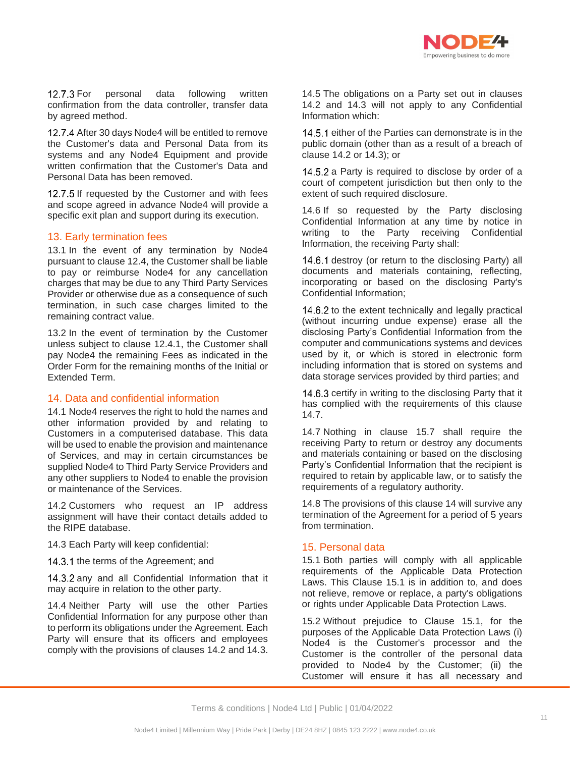12.7.3 For personal data following written confirmation from the data controller, transfer data by agreed method.

12.7.4 After 30 days Node4 will be entitled to remove the Customer's data and Personal Data from its systems and any Node4 Equipment and provide written confirmation that the Customer's Data and Personal Data has been removed.

12.7.5 If requested by the Customer and with fees and scope agreed in advance Node4 will provide a specific exit plan and support during its execution.

## 13. Early termination fees

13.1 In the event of any termination by Node4 pursuant to clause 12.4, the Customer shall be liable to pay or reimburse Node4 for any cancellation charges that may be due to any Third Party Services Provider or otherwise due as a consequence of such termination, in such case charges limited to the remaining contract value.

13.2 In the event of termination by the Customer unless subject to clause 12.4.1, the Customer shall pay Node4 the remaining Fees as indicated in the Order Form for the remaining months of the Initial or Extended Term.

## 14. Data and confidential information

14.1 Node4 reserves the right to hold the names and other information provided by and relating to Customers in a computerised database. This data will be used to enable the provision and maintenance of Services, and may in certain circumstances be supplied Node4 to Third Party Service Providers and any other suppliers to Node4 to enable the provision or maintenance of the Services.

14.2 Customers who request an IP address assignment will have their contact details added to the RIPE database.

14.3 Each Party will keep confidential:

14.3.1 the terms of the Agreement; and

14.3.2 any and all Confidential Information that it may acquire in relation to the other party.

14.4 Neither Party will use the other Parties Confidential Information for any purpose other than to perform its obligations under the Agreement. Each Party will ensure that its officers and employees comply with the provisions of clauses 14.2 and 14.3.

14.5 The obligations on a Party set out in clauses 14.2 and 14.3 will not apply to any Confidential Information which:

14.5.1 either of the Parties can demonstrate is in the public domain (other than as a result of a breach of clause 14.2 or 14.3); or

14.5.2 a Party is required to disclose by order of a court of competent jurisdiction but then only to the extent of such required disclosure.

14.6 If so requested by the Party disclosing Confidential Information at any time by notice in writing to the Party receiving Confidential Information, the receiving Party shall:

14.6.1 destroy (or return to the disclosing Party) all documents and materials containing, reflecting, incorporating or based on the disclosing Party's Confidential Information;

14.6.2 to the extent technically and legally practical (without incurring undue expense) erase all the disclosing Party's Confidential Information from the computer and communications systems and devices used by it, or which is stored in electronic form including information that is stored on systems and data storage services provided by third parties; and

14.6.3 certify in writing to the disclosing Party that it has complied with the requirements of this clause 14.7.

14.7 Nothing in clause 15.7 shall require the receiving Party to return or destroy any documents and materials containing or based on the disclosing Party's Confidential Information that the recipient is required to retain by applicable law, or to satisfy the requirements of a regulatory authority.

14.8 The provisions of this clause 14 will survive any termination of the Agreement for a period of 5 years from termination.

## 15. Personal data

15.1 Both parties will comply with all applicable requirements of the Applicable Data Protection Laws. This Clause 15.1 is in addition to, and does not relieve, remove or replace, a party's obligations or rights under Applicable Data Protection Laws.

15.2 Without prejudice to Clause 15.1, for the purposes of the Applicable Data Protection Laws (i) Node4 is the Customer's processor and the Customer is the controller of the personal data provided to Node4 by the Customer; (ii) the Customer will ensure it has all necessary and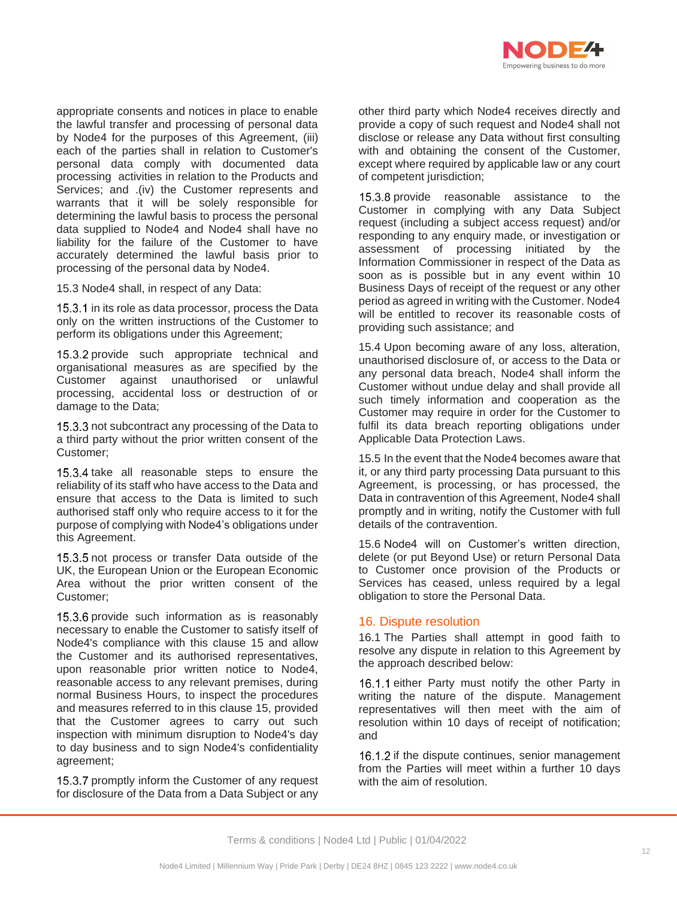appropriate consents and notices in place to enable the lawful transfer and processing of personal data by Node4 for the purposes of this Agreement, (iii) each of the parties shall in relation to Customer's personal data comply with documented data processing activities in relation to the Products and Services; and .(iv) the Customer represents and warrants that it will be solely responsible for determining the lawful basis to process the personal data supplied to Node4 and Node4 shall have no liability for the failure of the Customer to have accurately determined the lawful basis prior to processing of the personal data by Node4.

15.3 Node4 shall, in respect of any Data:

15.3.1 in its role as data processor, process the Data only on the written instructions of the Customer to perform its obligations under this Agreement;

15.3.2 provide such appropriate technical and organisational measures as are specified by the Customer against unauthorised or unlawful processing, accidental loss or destruction of or damage to the Data;

15.3.3 not subcontract any processing of the Data to a third party without the prior written consent of the Customer;

15.3.4 take all reasonable steps to ensure the reliability of its staff who have access to the Data and ensure that access to the Data is limited to such authorised staff only who require access to it for the purpose of complying with Node4's obligations under this Agreement.

15.3.5 not process or transfer Data outside of the UK, the European Union or the European Economic Area without the prior written consent of the Customer;

15.3.6 provide such information as is reasonably necessary to enable the Customer to satisfy itself of Node4's compliance with this clause 15 and allow the Customer and its authorised representatives, upon reasonable prior written notice to Node4, reasonable access to any relevant premises, during normal Business Hours, to inspect the procedures and measures referred to in this clause 15, provided that the Customer agrees to carry out such inspection with minimum disruption to Node4's day to day business and to sign Node4's confidentiality agreement;

15.3.7 promptly inform the Customer of any request for disclosure of the Data from a Data Subject or any other third party which Node4 receives directly and provide a copy of such request and Node4 shall not disclose or release any Data without first consulting with and obtaining the consent of the Customer, except where required by applicable law or any court of competent jurisdiction;

15.3.8 provide reasonable assistance to the Customer in complying with any Data Subject request (including a subject access request) and/or responding to any enquiry made, or investigation or assessment of processing initiated by the Information Commissioner in respect of the Data as soon as is possible but in any event within 10 Business Days of receipt of the request or any other period as agreed in writing with the Customer. Node4 will be entitled to recover its reasonable costs of providing such assistance; and

15.4 Upon becoming aware of any loss, alteration, unauthorised disclosure of, or access to the Data or any personal data breach, Node4 shall inform the Customer without undue delay and shall provide all such timely information and cooperation as the Customer may require in order for the Customer to fulfil its data breach reporting obligations under Applicable Data Protection Laws.

15.5 In the event that the Node4 becomes aware that it, or any third party processing Data pursuant to this Agreement, is processing, or has processed, the Data in contravention of this Agreement, Node4 shall promptly and in writing, notify the Customer with full details of the contravention.

15.6 Node4 will on Customer's written direction, delete (or put Beyond Use) or return Personal Data to Customer once provision of the Products or Services has ceased, unless required by a legal obligation to store the Personal Data.

## 16. Dispute resolution

16.1 The Parties shall attempt in good faith to resolve any dispute in relation to this Agreement by the approach described below:

16.1.1 either Party must notify the other Party in writing the nature of the dispute. Management representatives will then meet with the aim of resolution within 10 days of receipt of notification; and

16.1.2 if the dispute continues, senior management from the Parties will meet within a further 10 days with the aim of resolution.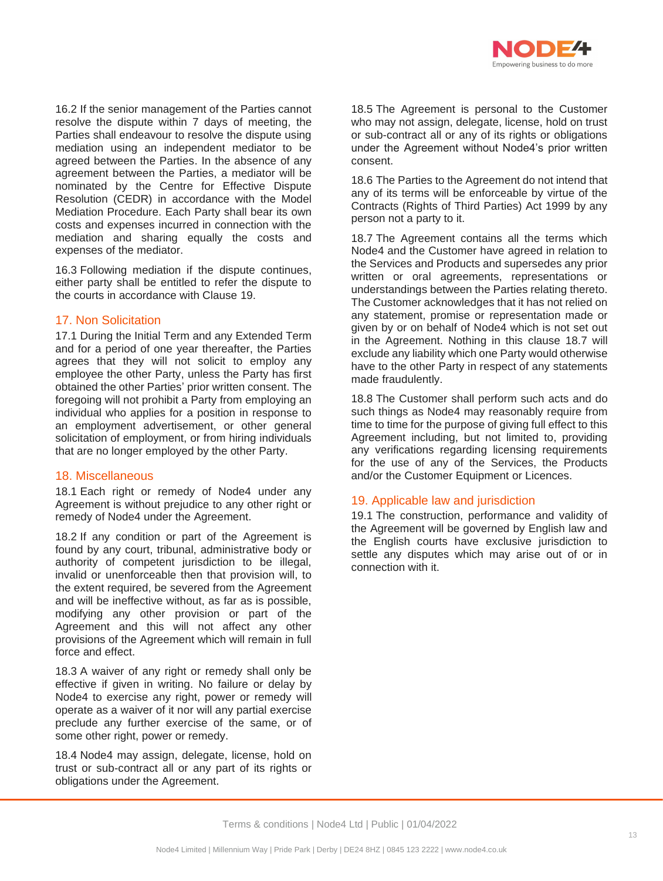16.2 If the senior management of the Parties cannot resolve the dispute within 7 days of meeting, the Parties shall endeavour to resolve the dispute using mediation using an independent mediator to be agreed between the Parties. In the absence of any agreement between the Parties, a mediator will be nominated by the Centre for Effective Dispute Resolution (CEDR) in accordance with the Model Mediation Procedure. Each Party shall bear its own costs and expenses incurred in connection with the mediation and sharing equally the costs and expenses of the mediator.

16.3 Following mediation if the dispute continues, either party shall be entitled to refer the dispute to the courts in accordance with Clause 19.

## 17. Non Solicitation

17.1 During the Initial Term and any Extended Term and for a period of one year thereafter, the Parties agrees that they will not solicit to employ any employee the other Party, unless the Party has first obtained the other Parties' prior written consent. The foregoing will not prohibit a Party from employing an individual who applies for a position in response to an employment advertisement, or other general solicitation of employment, or from hiring individuals that are no longer employed by the other Party.

## 18. Miscellaneous

18.1 Each right or remedy of Node4 under any Agreement is without prejudice to any other right or remedy of Node4 under the Agreement.

18.2 If any condition or part of the Agreement is found by any court, tribunal, administrative body or authority of competent jurisdiction to be illegal, invalid or unenforceable then that provision will, to the extent required, be severed from the Agreement and will be ineffective without, as far as is possible, modifying any other provision or part of the Agreement and this will not affect any other provisions of the Agreement which will remain in full force and effect.

18.3 A waiver of any right or remedy shall only be effective if given in writing. No failure or delay by Node4 to exercise any right, power or remedy will operate as a waiver of it nor will any partial exercise preclude any further exercise of the same, or of some other right, power or remedy.

18.4 Node4 may assign, delegate, license, hold on trust or sub-contract all or any part of its rights or obligations under the Agreement.

18.5 The Agreement is personal to the Customer who may not assign, delegate, license, hold on trust or sub-contract all or any of its rights or obligations under the Agreement without Node4's prior written consent.

18.6 The Parties to the Agreement do not intend that any of its terms will be enforceable by virtue of the Contracts (Rights of Third Parties) Act 1999 by any person not a party to it.

18.7 The Agreement contains all the terms which Node4 and the Customer have agreed in relation to the Services and Products and supersedes any prior written or oral agreements, representations or understandings between the Parties relating thereto. The Customer acknowledges that it has not relied on any statement, promise or representation made or given by or on behalf of Node4 which is not set out in the Agreement. Nothing in this clause 18.7 will exclude any liability which one Party would otherwise have to the other Party in respect of any statements made fraudulently.

18.8 The Customer shall perform such acts and do such things as Node4 may reasonably require from time to time for the purpose of giving full effect to this Agreement including, but not limited to, providing any verifications regarding licensing requirements for the use of any of the Services, the Products and/or the Customer Equipment or Licences.

## 19. Applicable law and jurisdiction

19.1 The construction, performance and validity of the Agreement will be governed by English law and the English courts have exclusive jurisdiction to settle any disputes which may arise out of or in connection with it.